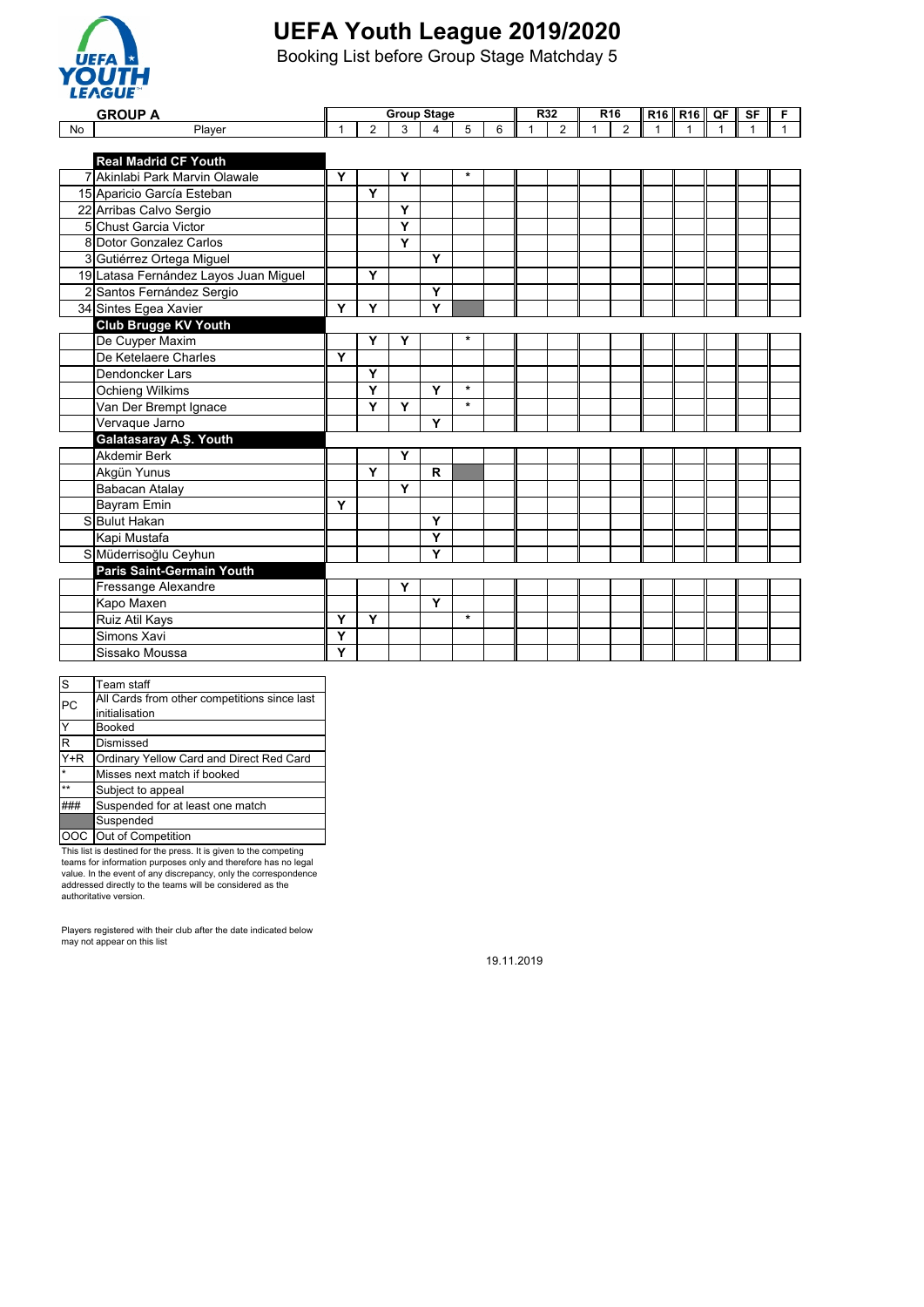# UEFA Youth League 2019/2020

Booking List before Group Stage Matchday 5

| No | GROUP A | Group Stage | | | | | | R32 | | R16 | | R16 | R16 | QF | SF | F |
|---|---|---|---|---|---|---|---|---|---|---|---|---|---|---|---|---|
| No | Player | 1 | 2 | 3 | 4 | 5 | 6 | 1 | 2 | 1 | 2 | 1 | 1 | 1 | 1 | 1 |
| | **Real Madrid CF Youth** | | | | | | | | | | | | | | | |
| 7 | Akinlabi Park Marvin Olawale | Y | | Y | | * | | | | | | | | | | |
| 15 | Aparicio García Esteban | | Y | | | | | | | | | | | | | |
| 22 | Arribas Calvo Sergio | | | Y | | | | | | | | | | | | |
| 5 | Chust Garcia Victor | | | Y | | | | | | | | | | | | |
| 8 | Dotor Gonzalez Carlos | | | Y | | | | | | | | | | | | |
| 3 | Gutiérrez Ortega Miguel | | | | Y | | | | | | | | | | | |
| 19 | Latasa Fernández Layos Juan Miguel | | Y | | | | | | | | | | | | | |
| 2 | Santos Fernández Sergio | | | | Y | | | | | | | | | | | |
| 34 | Sintes Egea Xavier | Y | Y | | Y | (Suspended) | | | | | | | | | | |
| | **Club Brugge KV Youth** | | | | | | | | | | | | | | | |
| | De Cuyper Maxim | | Y | Y | | * | | | | | | | | | | |
| | De Ketelaere Charles | Y | | | | | | | | | | | | | | |
| | Dendoncker Lars | | Y | | | | | | | | | | | | | |
| | Ochieng Wilkims | | Y | | Y | * | | | | | | | | | | |
| | Van Der Brempt Ignace | | Y | Y | | * | | | | | | | | | | |
| | Vervaque Jarno | | | | Y | | | | | | | | | | | |
| | **Galatasaray A.Ş. Youth** | | | | | | | | | | | | | | | |
| | Akdemir Berk | | | Y | | | | | | | | | | | | |
| | Akgün Yunus | | Y | | R | (Suspended) | | | | | | | | | | |
| | Babacan Atalay | | | Y | | | | | | | | | | | | |
| | Bayram Emin | Y | | | | | | | | | | | | | | |
| S | Bulut Hakan | | | | Y | | | | | | | | | | | |
| | Kapi Mustafa | | | | Y | | | | | | | | | | | |
| S | Müderrisoğlu Ceyhun | | | | Y | | | | | | | | | | | |
| | **Paris Saint-Germain Youth** | | | | | | | | | | | | | | | |
| | Fressange Alexandre | | | Y | | | | | | | | | | | | |
| | Kapo Maxen | | | | Y | | | | | | | | | | | |
| | Ruiz Atil Kays | Y | Y | | | * | | | | | | | | | | |
| | Simons Xavi | Y | | | | | | | | | | | | | | |
| | Sissako Moussa | Y | | | | | | | | | | | | | | |

| | |
|---|---|
| S | Team staff |
| PC | All Cards from other competitions since last initialisation |
| Y | Booked |
| R | Dismissed |
| Y+R | Ordinary Yellow Card and Direct Red Card |
| * | Misses next match if booked |
| ** | Subject to appeal |
| ### | Suspended for at least one match |
| (shaded) | Suspended |
| OOC | Out of Competition |

This list is destined for the press. It is given to the competing teams for information purposes only and therefore has no legal value. In the event of any discrepancy, only the correspondence addressed directly to the teams will be considered as the authoritative version.

Players registered with their club after the date indicated below may not appear on this list

19.11.2019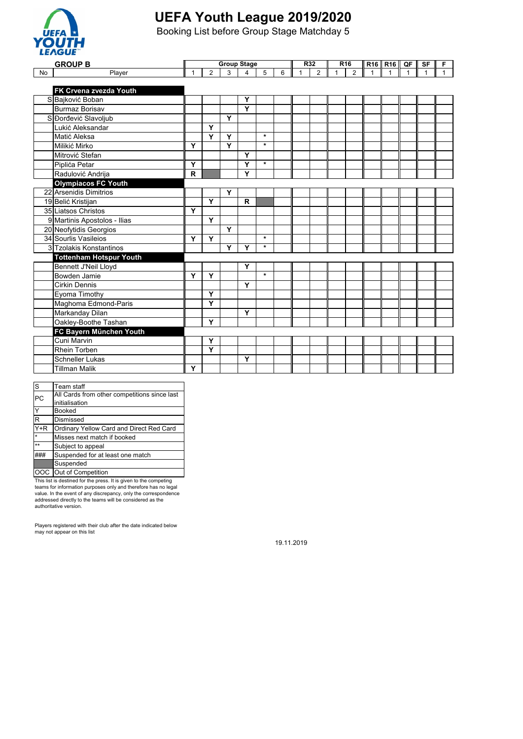# UEFA Youth League 2019/2020

Booking List before Group Stage Matchday 5

| No | GROUP B Player | Group Stage 1 | 2 | 3 | 4 | 5 | 6 | R32 1 | 2 | R16 1 | 2 | R16 1 | R16 1 | QF 1 | SF 1 | F 1 |
|---|---|---|---|---|---|---|---|---|---|---|---|---|---|---|---|---|
| | **FK Crvena zvezda Youth** | | | | | | | | | | | | | | | |
| S | Bajković Boban | | | | Y | | | | | | | | | | | |
| | Burmaz Borisav | | | | Y | | | | | | | | | | | |
| S | Đorđević Slavoljub | | | Y | | | | | | | | | | | | |
| | Lukić Aleksandar | | Y | | | | | | | | | | | | | |
| | Matić Aleksa | | Y | Y | | * | | | | | | | | | | |
| | Milikić Mirko | Y | | Y | | * | | | | | | | | | | |
| | Mitrović Stefan | | | | Y | | | | | | | | | | | |
| | Piplića Petar | Y | | | Y | * | | | | | | | | | | |
| | Radulović Andrija | R | (Suspended) | | Y | | | | | | | | | | | |
| | **Olympiacos FC Youth** | | | | | | | | | | | | | | | |
| 22 | Arsenidis Dimitrios | | | Y | | | | | | | | | | | | |
| 19 | Belić Kristijan | | Y | | R | (Suspended) | | | | | | | | | | |
| 35 | Liatsos Christos | Y | | | | | | | | | | | | | | |
| 9 | Martinis Apostolos - Ilias | | Y | | | | | | | | | | | | | |
| 20 | Neofytidis Georgios | | | Y | | | | | | | | | | | | |
| 34 | Sourlis Vasileios | Y | Y | | | * | | | | | | | | | | |
| 3 | Tzolakis Konstantinos | | | Y | Y | * | | | | | | | | | | |
| | **Tottenham Hotspur Youth** | | | | | | | | | | | | | | | |
| | Bennett J'Neil Lloyd | | | | Y | | | | | | | | | | | |
| | Bowden Jamie | Y | Y | | | * | | | | | | | | | | |
| | Cirkin Dennis | | | | Y | | | | | | | | | | | |
| | Eyoma Timothy | | Y | | | | | | | | | | | | | |
| | Maghoma Edmond-Paris | | Y | | | | | | | | | | | | | |
| | Markanday Dilan | | | | Y | | | | | | | | | | | |
| | Oakley-Boothe Tashan | | Y | | | | | | | | | | | | | |
| | **FC Bayern München Youth** | | | | | | | | | | | | | | | |
| | Cuni Marvin | | Y | | | | | | | | | | | | | |
| | Rhein Torben | | Y | | | | | | | | | | | | | |
| | Schneller Lukas | | | | Y | | | | | | | | | | | |
| | Tillman Malik | Y | | | | | | | | | | | | | | |

| Code | Meaning |
|---|---|
| S | Team staff |
| PC | All Cards from other competitions since last initialisation |
| Y | Booked |
| R | Dismissed |
| Y+R | Ordinary Yellow Card and Direct Red Card |
| * | Misses next match if booked |
| ** | Subject to appeal |
| ### | Suspended for at least one match |
| (shaded) | Suspended |
| OOC | Out of Competition |

This list is destined for the press. It is given to the competing teams for information purposes only and therefore has no legal value. In the event of any discrepancy, only the correspondence addressed directly to the teams will be considered as the authoritative version.

Players registered with their club after the date indicated below may not appear on this list

19.11.2019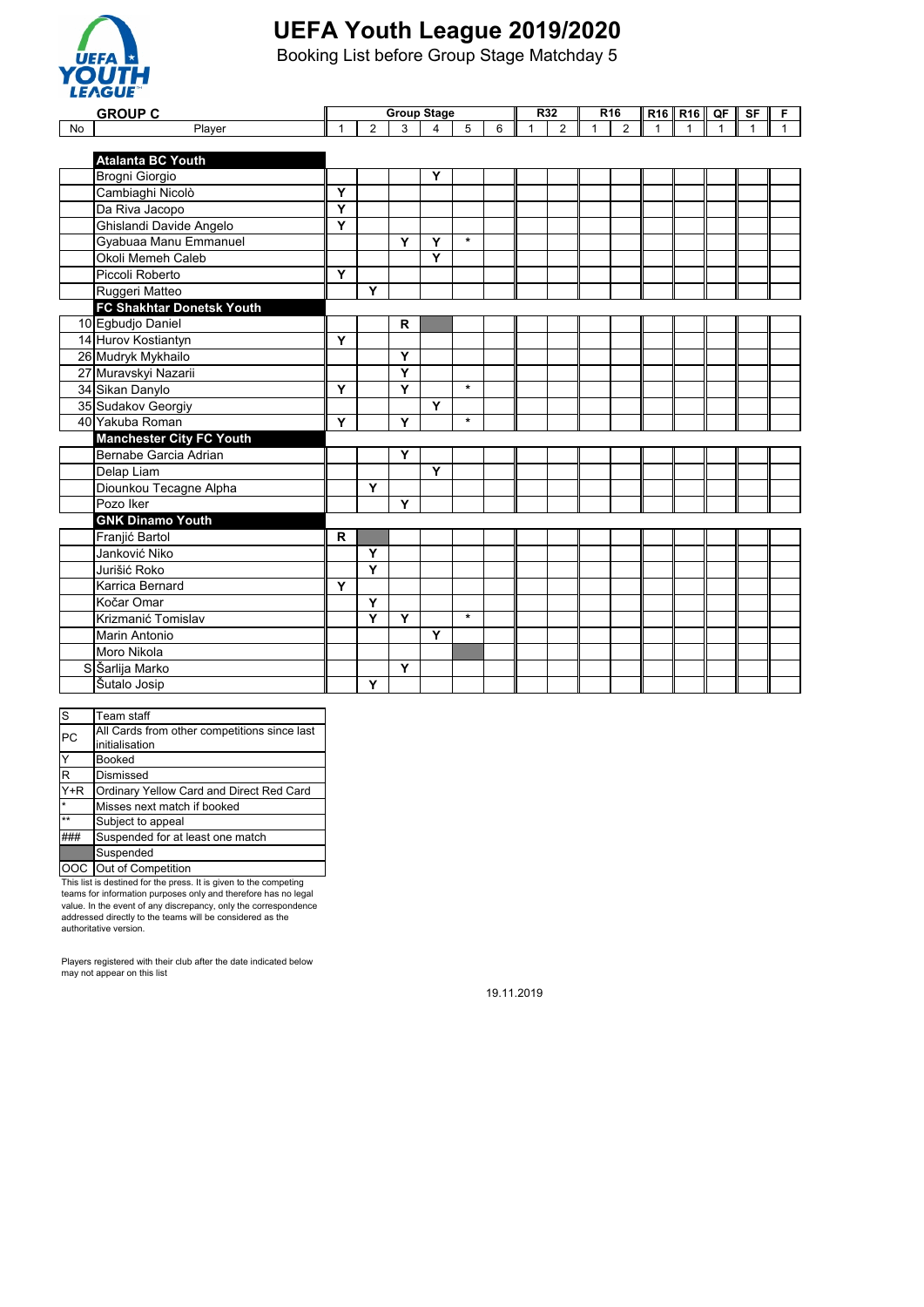# UEFA Youth League 2019/2020

Booking List before Group Stage Matchday 5

| No | GROUP C | Group Stage | | | | | | R32 | | R16 | | R16 | R16 | QF | SF | F |
|---|---|---|---|---|---|---|---|---|---|---|---|---|---|---|---|---|
| No | Player | 1 | 2 | 3 | 4 | 5 | 6 | 1 | 2 | 1 | 2 | 1 | 1 | 1 | 1 | 1 |
| | **Atalanta BC Youth** | | | | | | | | | | | | | | | |
| | Brogni Giorgio | | | | Y | | | | | | | | | | | |
| | Cambiaghi Nicolò | Y | | | | | | | | | | | | | | |
| | Da Riva Jacopo | Y | | | | | | | | | | | | | | |
| | Ghislandi Davide Angelo | Y | | | | | | | | | | | | | | |
| | Gyabuaa Manu Emmanuel | | | Y | Y | * | | | | | | | | | | |
| | Okoli Memeh Caleb | | | | Y | | | | | | | | | | | |
| | Piccoli Roberto | Y | | | | | | | | | | | | | | |
| | Ruggeri Matteo | | Y | | | | | | | | | | | | | |
| | **FC Shakhtar Donetsk Youth** | | | | | | | | | | | | | | | |
| 10 | Egbudjo Daniel | | | R | (Suspended) | | | | | | | | | | | |
| 14 | Hurov Kostiantyn | Y | | | | | | | | | | | | | | |
| 26 | Mudryk Mykhailo | | | Y | | | | | | | | | | | | |
| 27 | Muravskyi Nazarii | | | Y | | | | | | | | | | | | |
| 34 | Sikan Danylo | Y | | Y | | * | | | | | | | | | | |
| 35 | Sudakov Georgiy | | | | Y | | | | | | | | | | | |
| 40 | Yakuba Roman | Y | | Y | | * | | | | | | | | | | |
| | **Manchester City FC Youth** | | | | | | | | | | | | | | | |
| | Bernabe Garcia Adrian | | | Y | | | | | | | | | | | | |
| | Delap Liam | | | | Y | | | | | | | | | | | |
| | Diounkou Tecagne Alpha | | Y | | | | | | | | | | | | | |
| | Pozo Iker | | | Y | | | | | | | | | | | | |
| | **GNK Dinamo Youth** | | | | | | | | | | | | | | | |
| | Franjić Bartol | R | (Suspended) | | | | | | | | | | | | | |
| | Janković Niko | | Y | | | | | | | | | | | | | |
| | Jurišić Roko | | Y | | | | | | | | | | | | | |
| | Karrica Bernard | Y | | | | | | | | | | | | | | |
| | Kočar Omar | | Y | | | | | | | | | | | | | |
| | Krizmanić Tomislav | | Y | Y | | * | | | | | | | | | | |
| | Marin Antonio | | | | Y | | | | | | | | | | | |
| | Moro Nikola | | | | | (Suspended) | | | | | | | | | | |
| S | Šarlija Marko | | | Y | | | | | | | | | | | | |
| | Šutalo Josip | | Y | | | | | | | | | | | | | |

| Code | Meaning |
|---|---|
| S | Team staff |
| PC | All Cards from other competitions since last initialisation |
| Y | Booked |
| R | Dismissed |
| Y+R | Ordinary Yellow Card and Direct Red Card |
| * | Misses next match if booked |
| ** | Subject to appeal |
| ### | Suspended for at least one match |
| (shaded) | Suspended |
| OOC | Out of Competition |

This list is destined for the press. It is given to the competing teams for information purposes only and therefore has no legal value. In the event of any discrepancy, only the correspondence addressed directly to the teams will be considered as the authoritative version.

Players registered with their club after the date indicated below may not appear on this list

19.11.2019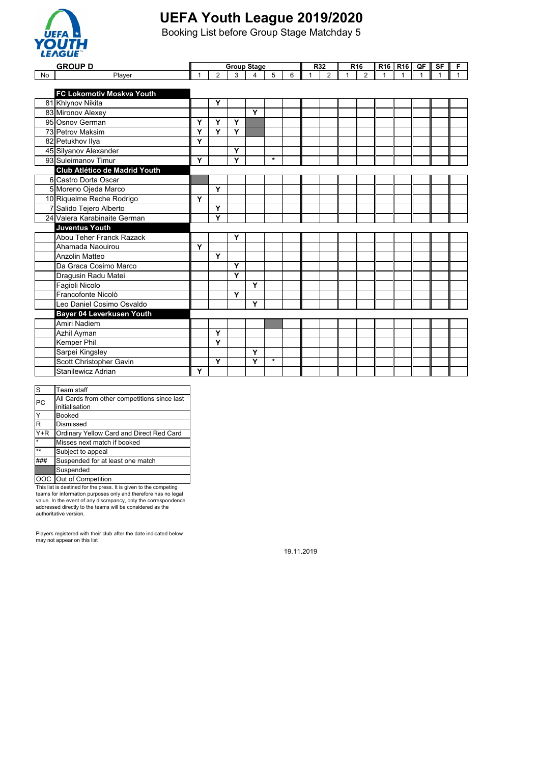# UEFA Youth League 2019/2020

Booking List before Group Stage Matchday 5

| GROUP D | | Group Stage | | | | | | R32 | | R16 | | R16 | R16 | QF | SF | F |
|---|---|---|---|---|---|---|---|---|---|---|---|---|---|---|---|---|
| No | Player | 1 | 2 | 3 | 4 | 5 | 6 | 1 | 2 | 1 | 2 | 1 | 1 | 1 | 1 | 1 |
| | **FC Lokomotiv Moskva Youth** | | | | | | | | | | | | | | | |
| 81 | Khlynov Nikita | | Y | | | | | | | | | | | | | |
| 83 | Mironov Alexey | | | | Y | | | | | | | | | | | |
| 95 | Osnov German | Y | Y | Y | | | | | | | | | | | | |
| 73 | Petrov Maksim | Y | Y | Y | | | | | | | | | | | | |
| 82 | Petukhov Ilya | Y | | | | | | | | | | | | | | |
| 45 | Silyanov Alexander | | | Y | | | | | | | | | | | | |
| 93 | Suleimanov Timur | Y | | Y | | * | | | | | | | | | | |
| | **Club Atlético de Madrid Youth** | | | | | | | | | | | | | | | |
| 6 | Castro Dorta Oscar | | | | | | | | | | | | | | | |
| 5 | Moreno Ojeda Marco | | Y | | | | | | | | | | | | | |
| 10 | Riquelme Reche Rodrigo | Y | | | | | | | | | | | | | | |
| 7 | Salido Tejero Alberto | | Y | | | | | | | | | | | | | |
| 24 | Valera Karabinaite German | | Y | | | | | | | | | | | | | |
| | **Juventus Youth** | | | | | | | | | | | | | | | |
| | Abou Teher Franck Razack | | | Y | | | | | | | | | | | | |
| | Ahamada Naouirou | Y | | | | | | | | | | | | | | |
| | Anzolin Matteo | | Y | | | | | | | | | | | | | |
| | Da Graca Cosimo Marco | | | Y | | | | | | | | | | | | |
| | Dragusin Radu Matei | | | Y | | | | | | | | | | | | |
| | Fagioli Nicolo | | | | Y | | | | | | | | | | | |
| | Francofonte Nicolò | | | Y | | | | | | | | | | | | |
| | Leo Daniel Cosimo Osvaldo | | | | Y | | | | | | | | | | | |
| | **Bayer 04 Leverkusen Youth** | | | | | | | | | | | | | | | |
| | Amiri Nadiem | | | | | | | | | | | | | | | |
| | Azhil Ayman | | Y | | | | | | | | | | | | | |
| | Kemper Phil | | Y | | | | | | | | | | | | | |
| | Sarpei Kingsley | | | | Y | | | | | | | | | | | |
| | Scott Christopher Gavin | | Y | | Y | * | | | | | | | | | | |
| | Stanilewicz Adrian | Y | | | | | | | | | | | | | | |

| Code | Meaning |
|---|---|
| S | Team staff |
| PC | All Cards from other competitions since last initialisation |
| Y | Booked |
| R | Dismissed |
| Y+R | Ordinary Yellow Card and Direct Red Card |
| * | Misses next match if booked |
| ** | Subject to appeal |
| ### | Suspended for at least one match |
| | Suspended |
| OOC | Out of Competition |

This list is destined for the press. It is given to the competing teams for information purposes only and therefore has no legal value. In the event of any discrepancy, only the correspondence addressed directly to the teams will be considered as the authoritative version.

Players registered with their club after the date indicated below may not appear on this list

19.11.2019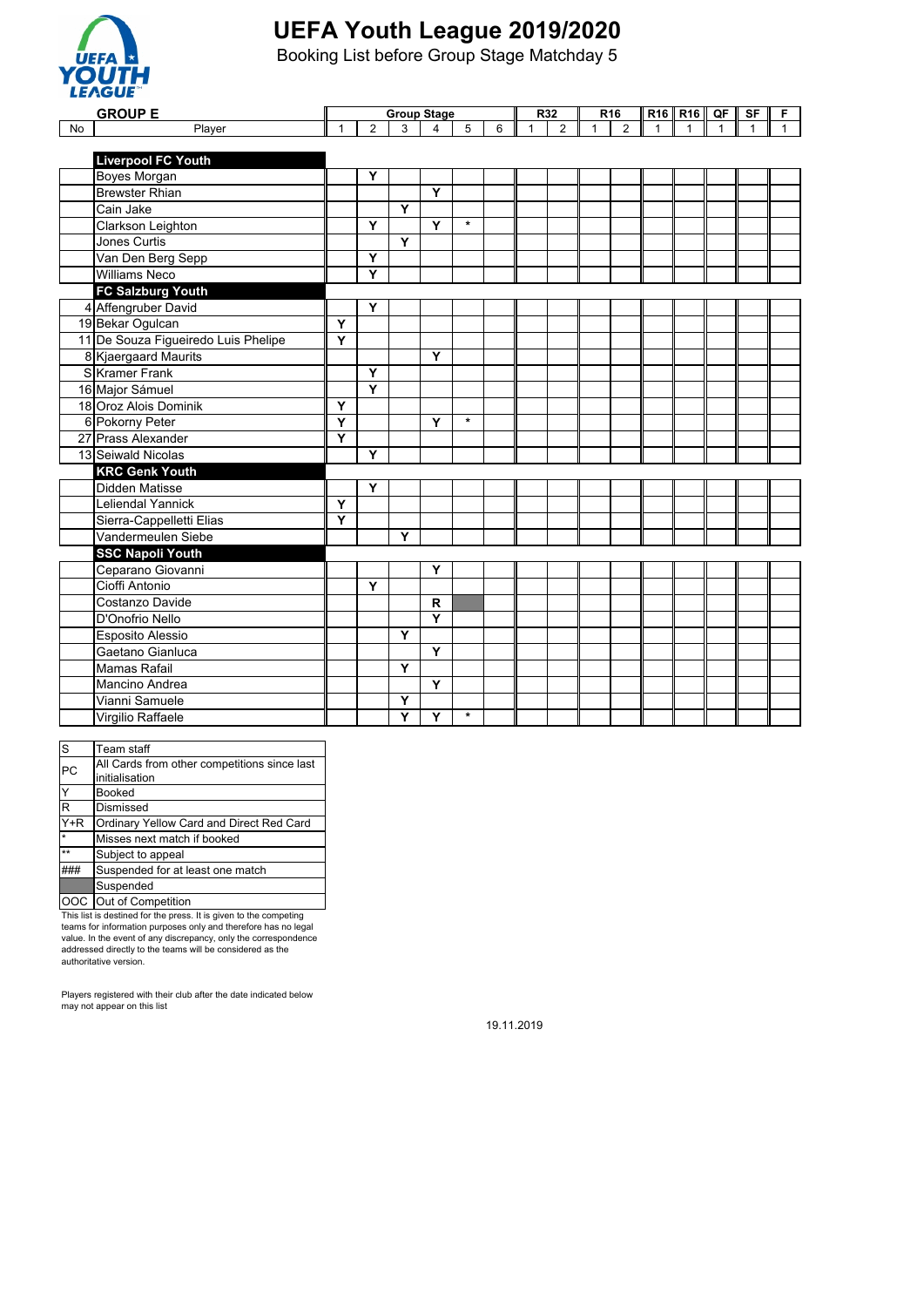# UEFA Youth League 2019/2020

Booking List before Group Stage Matchday 5

| No | GROUP E | Group Stage | | | | | | R32 | | R16 | | R16 | R16 | QF | SF | F |
|---|---|---|---|---|---|---|---|---|---|---|---|---|---|---|---|---|
| | Player | 1 | 2 | 3 | 4 | 5 | 6 | 1 | 2 | 1 | 2 | 1 | 1 | 1 | 1 | 1 |
| | **Liverpool FC Youth** | | | | | | | | | | | | | | | |
| | Boyes Morgan | | Y | | | | | | | | | | | | | |
| | Brewster Rhian | | | | Y | | | | | | | | | | | |
| | Cain Jake | | | Y | | | | | | | | | | | | |
| | Clarkson Leighton | | Y | | Y | * | | | | | | | | | | |
| | Jones Curtis | | | Y | | | | | | | | | | | | |
| | Van Den Berg Sepp | | Y | | | | | | | | | | | | | |
| | Williams Neco | | Y | | | | | | | | | | | | | |
| | **FC Salzburg Youth** | | | | | | | | | | | | | | | |
| 4 | Affengruber David | | Y | | | | | | | | | | | | | |
| 19 | Bekar Ogulcan | Y | | | | | | | | | | | | | | |
| 11 | De Souza Figueiredo Luis Phelipe | Y | | | | | | | | | | | | | | |
| 8 | Kjaergaard Maurits | | | | Y | | | | | | | | | | | |
| S | Kramer Frank | | Y | | | | | | | | | | | | | |
| 16 | Major Sámuel | | Y | | | | | | | | | | | | | |
| 18 | Oroz Alois Dominik | Y | | | | | | | | | | | | | | |
| 6 | Pokorny Peter | Y | | | Y | * | | | | | | | | | | |
| 27 | Prass Alexander | Y | | | | | | | | | | | | | | |
| 13 | Seiwald Nicolas | | Y | | | | | | | | | | | | | |
| | **KRC Genk Youth** | | | | | | | | | | | | | | | |
| | Didden Matisse | | Y | | | | | | | | | | | | | |
| | Leliendal Yannick | Y | | | | | | | | | | | | | | |
| | Sierra-Cappelletti Elias | Y | | | | | | | | | | | | | | |
| | Vandermeulen Siebe | | | Y | | | | | | | | | | | | |
| | **SSC Napoli Youth** | | | | | | | | | | | | | | | |
| | Ceparano Giovanni | | | | Y | | | | | | | | | | | |
| | Cioffi Antonio | | Y | | | | | | | | | | | | | |
| | Costanzo Davide | | | | R | (suspended) | | | | | | | | | | |
| | D'Onofrio Nello | | | | Y | | | | | | | | | | | |
| | Esposito Alessio | | | Y | | | | | | | | | | | | |
| | Gaetano Gianluca | | | | Y | | | | | | | | | | | |
| | Mamas Rafail | | | Y | | | | | | | | | | | | |
| | Mancino Andrea | | | | Y | | | | | | | | | | | |
| | Vianni Samuele | | | Y | | | | | | | | | | | | |
| | Virgilio Raffaele | | | Y | Y | * | | | | | | | | | | |

| Code | Meaning |
|---|---|
| S | Team staff |
| PC | All Cards from other competitions since last initialisation |
| Y | Booked |
| R | Dismissed |
| Y+R | Ordinary Yellow Card and Direct Red Card |
| * | Misses next match if booked |
| ** | Subject to appeal |
| ### | Suspended for at least one match |
| (grey) | Suspended |
| OOC | Out of Competition |

This list is destined for the press. It is given to the competing teams for information purposes only and therefore has no legal value. In the event of any discrepancy, only the correspondence addressed directly to the teams will be considered as the authoritative version.

Players registered with their club after the date indicated below may not appear on this list

19.11.2019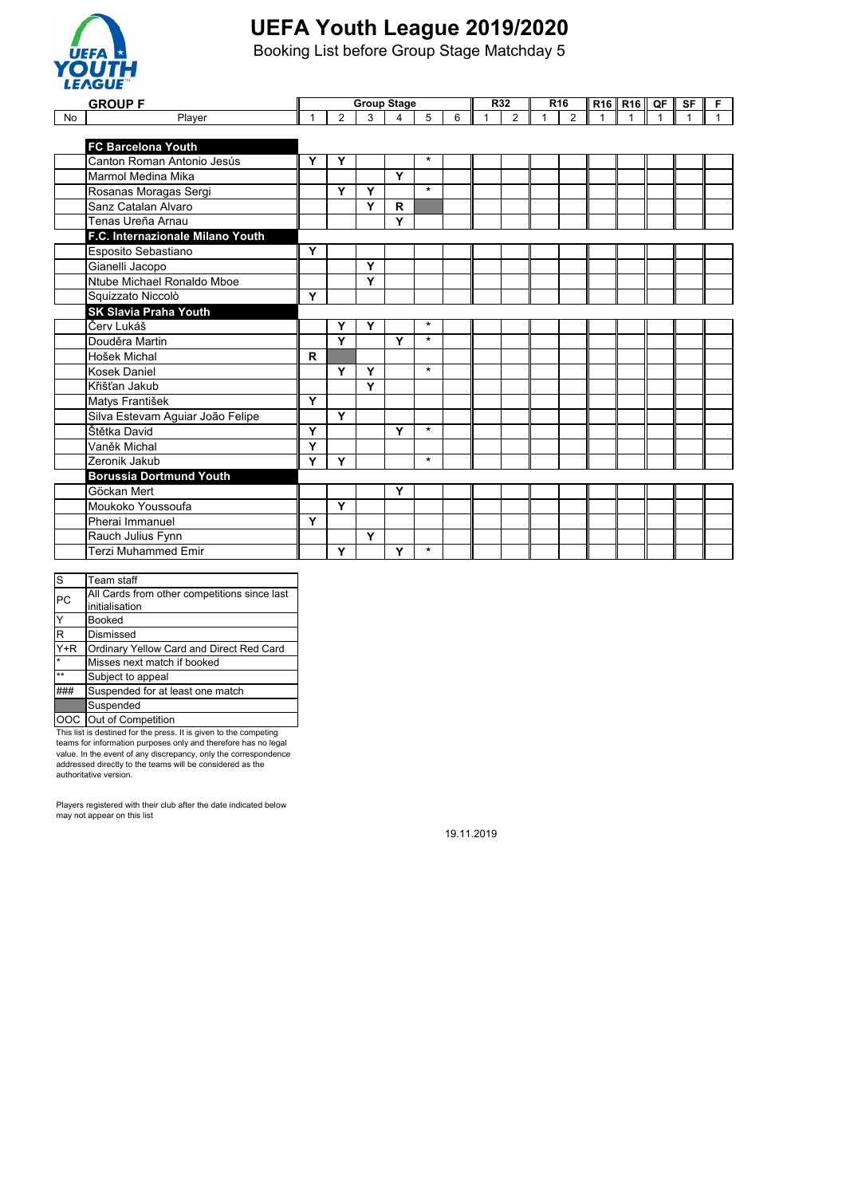# UEFA Youth League 2019/2020

Booking List before Group Stage Matchday 5

| GROUP F | | Group Stage | | | | | | R32 | | R16 | | R16 | R16 | QF | SF | F |
|---|---|---|---|---|---|---|---|---|---|---|---|---|---|---|---|---|
| No | Player | 1 | 2 | 3 | 4 | 5 | 6 | 1 | 2 | 1 | 2 | 1 | 1 | 1 | 1 | 1 |
| | **FC Barcelona Youth** | | | | | | | | | | | | | | | |
| | Canton Roman Antonio Jesús | Y | Y | | | * | | | | | | | | | | |
| | Marmol Medina Mika | | | | Y | | | | | | | | | | | |
| | Rosanas Moragas Sergi | | Y | Y | | * | | | | | | | | | | |
| | Sanz Catalan Alvaro | | | Y | R | | | | | | | | | | | |
| | Tenas Ureña Arnau | | | | Y | | | | | | | | | | | |
| | **F.C. Internazionale Milano Youth** | | | | | | | | | | | | | | | |
| | Esposito Sebastiano | Y | | | | | | | | | | | | | | |
| | Gianelli Jacopo | | | Y | | | | | | | | | | | | |
| | Ntube Michael Ronaldo Mboe | | | Y | | | | | | | | | | | | |
| | Squizzato Niccolò | Y | | | | | | | | | | | | | | |
| | **SK Slavia Praha Youth** | | | | | | | | | | | | | | | |
| | Červ Lukáš | | Y | Y | | * | | | | | | | | | | |
| | Douděra Martin | | Y | | Y | * | | | | | | | | | | |
| | Hošek Michal | R | | | | | | | | | | | | | | |
| | Kosek Daniel | | Y | Y | | * | | | | | | | | | | |
| | Křišťan Jakub | | | Y | | | | | | | | | | | | |
| | Matys František | Y | | | | | | | | | | | | | | |
| | Silva Estevam Aguiar João Felipe | | Y | | | | | | | | | | | | | |
| | Štětka David | Y | | | Y | * | | | | | | | | | | |
| | Vaněk Michal | Y | | | | | | | | | | | | | | |
| | Zeronik Jakub | Y | Y | | | * | | | | | | | | | | |
| | **Borussia Dortmund Youth** | | | | | | | | | | | | | | | |
| | Göckan Mert | | | | Y | | | | | | | | | | | |
| | Moukoko Youssoufa | | Y | | | | | | | | | | | | | |
| | Pherai Immanuel | Y | | | | | | | | | | | | | | |
| | Rauch Julius Fynn | | | Y | | | | | | | | | | | | |
| | Terzi Muhammed Emir | | Y | | Y | * | | | | | | | | | | |

| | |
|---|---|
| S | Team staff |
| PC | All Cards from other competitions since last initialisation |
| Y | Booked |
| R | Dismissed |
| Y+R | Ordinary Yellow Card and Direct Red Card |
| * | Misses next match if booked |
| ** | Subject to appeal |
| ### | Suspended for at least one match |
| | Suspended |
| OOC | Out of Competition |

This list is destined for the press. It is given to the competing teams for information purposes only and therefore has no legal value. In the event of any discrepancy, only the correspondence addressed directly to the teams will be considered as the authoritative version.

Players registered with their club after the date indicated below may not appear on this list

19.11.2019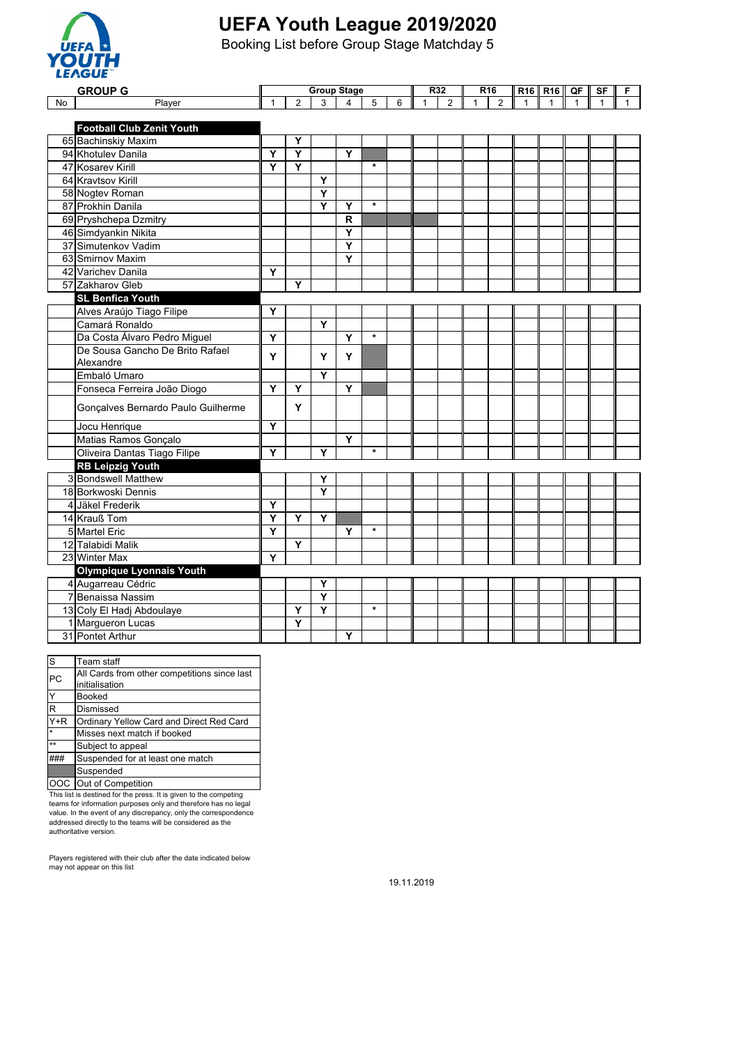# UEFA Youth League 2019/2020

Booking List before Group Stage Matchday 5

| No | GROUP G Player | Group Stage 1 | 2 | 3 | 4 | 5 | 6 | R32 1 | 2 | R16 1 | 2 | R16 1 | R16 1 | QF 1 | SF 1 | F 1 |
|---|---|---|---|---|---|---|---|---|---|---|---|---|---|---|---|---|
| | **Football Club Zenit Youth** | | | | | | | | | | | | | | | |
| 65 | Bachinskiy Maxim | | Y | | | | | | | | | | | | | |
| 94 | Khotulev Danila | Y | Y | | Y | | | | | | | | | | | |
| 47 | Kosarev Kirill | Y | Y | | | * | | | | | | | | | | |
| 64 | Kravtsov Kirill | | | Y | | | | | | | | | | | | |
| 58 | Nogtev Roman | | | Y | | | | | | | | | | | | |
| 87 | Prokhin Danila | | | Y | Y | * | | | | | | | | | | |
| 69 | Pryshchepa Dzmitry | | | | R | | | | | | | | | | | |
| 46 | Simdyankin Nikita | | | | Y | | | | | | | | | | | |
| 37 | Simutenkov Vadim | | | | Y | | | | | | | | | | | |
| 63 | Smirnov Maxim | | | | Y | | | | | | | | | | | |
| 42 | Varichev Danila | Y | | | | | | | | | | | | | | |
| 57 | Zakharov Gleb | | Y | | | | | | | | | | | | | |
| | **SL Benfica Youth** | | | | | | | | | | | | | | | |
| | Alves Araújo Tiago Filipe | Y | | | | | | | | | | | | | | |
| | Camará Ronaldo | | | Y | | | | | | | | | | | | |
| | Da Costa Álvaro Pedro Miguel | Y | | | Y | * | | | | | | | | | | |
| | De Sousa Gancho De Brito Rafael Alexandre | Y | | Y | Y | | | | | | | | | | | |
| | Embaló Umaro | | | Y | | | | | | | | | | | | |
| | Fonseca Ferreira João Diogo | Y | Y | | Y | | | | | | | | | | | |
| | Gonçalves Bernardo Paulo Guilherme | | Y | | | | | | | | | | | | | |
| | Jocu Henrique | Y | | | | | | | | | | | | | | |
| | Matias Ramos Gonçalo | | | | Y | | | | | | | | | | | |
| | Oliveira Dantas Tiago Filipe | Y | | Y | | * | | | | | | | | | | |
| | **RB Leipzig Youth** | | | | | | | | | | | | | | | |
| 3 | Bondswell Matthew | | | Y | | | | | | | | | | | | |
| 18 | Borkwoski Dennis | | | Y | | | | | | | | | | | | |
| 4 | Jäkel Frederik | Y | | | | | | | | | | | | | | |
| 14 | Krauß Tom | Y | Y | Y | | | | | | | | | | | | |
| 5 | Martel Eric | Y | | | Y | * | | | | | | | | | | |
| 12 | Talabidi Malik | | Y | | | | | | | | | | | | | |
| 23 | Winter Max | Y | | | | | | | | | | | | | | |
| | **Olympique Lyonnais Youth** | | | | | | | | | | | | | | | |
| 4 | Augarreau Cédric | | | Y | | | | | | | | | | | | |
| 7 | Benaissa Nassim | | | Y | | | | | | | | | | | | |
| 13 | Coly El Hadj Abdoulaye | | Y | Y | | * | | | | | | | | | | |
| 1 | Margueron Lucas | | Y | | | | | | | | | | | | | |
| 31 | Pontet Arthur | | | | Y | | | | | | | | | | | |

| Code | Meaning |
|---|---|
| S | Team staff |
| PC | All Cards from other competitions since last initialisation |
| Y | Booked |
| R | Dismissed |
| Y+R | Ordinary Yellow Card and Direct Red Card |
| * | Misses next match if booked |
| ** | Subject to appeal |
| ### | Suspended for at least one match |
| (shaded) | Suspended |
| OOC | Out of Competition |

This list is destined for the press. It is given to the competing teams for information purposes only and therefore has no legal value. In the event of any discrepancy, only the correspondence addressed directly to the teams will be considered as the authoritative version.

Players registered with their club after the date indicated below may not appear on this list

19.11.2019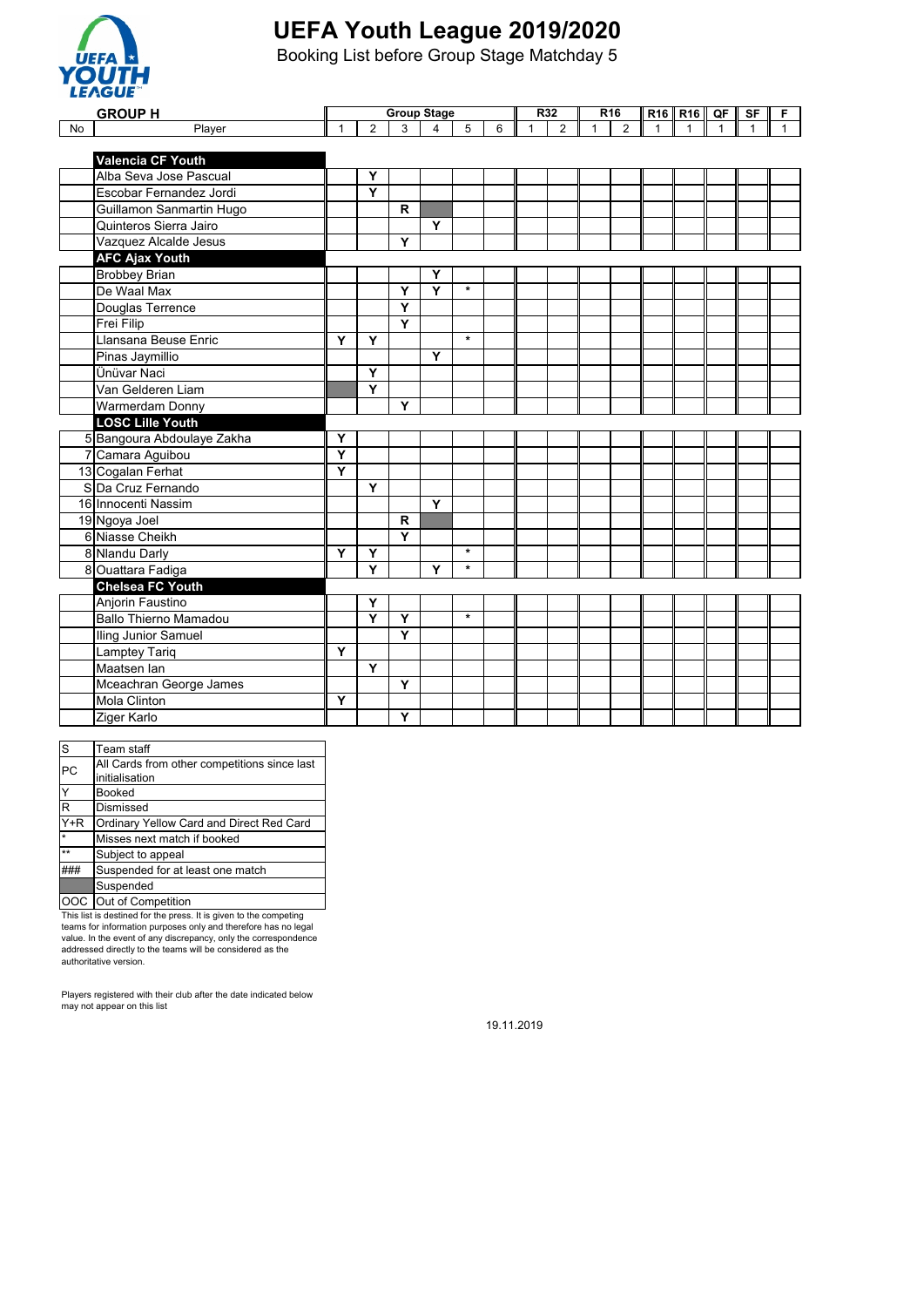# UEFA Youth League 2019/2020

Booking List before Group Stage Matchday 5

| | GROUP H | Group Stage | | | | | | R32 | | R16 | | R16 | R16 | QF | SF | F |
|---|---|---|---|---|---|---|---|---|---|---|---|---|---|---|---|---|
| No | Player | 1 | 2 | 3 | 4 | 5 | 6 | 1 | 2 | 1 | 2 | 1 | 1 | 1 | 1 | 1 |
| | **Valencia CF Youth** | | | | | | | | | | | | | | | |
| | Alba Seva Jose Pascual | | Y | | | | | | | | | | | | | |
| | Escobar Fernandez Jordi | | Y | | | | | | | | | | | | | |
| | Guillamon Sanmartin Hugo | | | R | | | | | | | | | | | | |
| | Quinteros Sierra Jairo | | | | Y | | | | | | | | | | | |
| | Vazquez Alcalde Jesus | | | Y | | | | | | | | | | | | |
| | **AFC Ajax Youth** | | | | | | | | | | | | | | | |
| | Brobbey Brian | | | | Y | | | | | | | | | | | |
| | De Waal Max | | | Y | Y | * | | | | | | | | | | |
| | Douglas Terrence | | | Y | | | | | | | | | | | | |
| | Frei Filip | | | Y | | | | | | | | | | | | |
| | Llansana Beuse Enric | Y | Y | | | * | | | | | | | | | | |
| | Pinas Jaymillio | | | | Y | | | | | | | | | | | |
| | Ünüvar Naci | | Y | | | | | | | | | | | | | |
| | Van Gelderen Liam | | Y | | | | | | | | | | | | | |
| | Warmerdam Donny | | | Y | | | | | | | | | | | | |
| | **LOSC Lille Youth** | | | | | | | | | | | | | | | |
| 5 | Bangoura Abdoulaye Zakha | Y | | | | | | | | | | | | | | |
| 7 | Camara Aguibou | Y | | | | | | | | | | | | | | |
| 13 | Cogalan Ferhat | Y | | | | | | | | | | | | | | |
| S | Da Cruz Fernando | | Y | | | | | | | | | | | | | |
| 16 | Innocenti Nassim | | | | Y | | | | | | | | | | | |
| 19 | Ngoya Joel | | | R | | | | | | | | | | | | |
| 6 | Niasse Cheikh | | | Y | | | | | | | | | | | | |
| 8 | Nlandu Darly | Y | Y | | | * | | | | | | | | | | |
| 8 | Ouattara Fadiga | | Y | | Y | * | | | | | | | | | | |
| | **Chelsea FC Youth** | | | | | | | | | | | | | | | |
| | Anjorin Faustino | | Y | | | | | | | | | | | | | |
| | Ballo Thierno Mamadou | | Y | Y | | * | | | | | | | | | | |
| | Iling Junior Samuel | | | Y | | | | | | | | | | | | |
| | Lamptey Tariq | Y | | | | | | | | | | | | | | |
| | Maatsen Ian | | Y | | | | | | | | | | | | | |
| | Mceachran George James | | | Y | | | | | | | | | | | | |
| | Mola Clinton | Y | | | | | | | | | | | | | | |
| | Ziger Karlo | | | Y | | | | | | | | | | | | |

| | |
|---|---|
| S | Team staff |
| PC | All Cards from other competitions since last initialisation |
| Y | Booked |
| R | Dismissed |
| Y+R | Ordinary Yellow Card and Direct Red Card |
| * | Misses next match if booked |
| ** | Subject to appeal |
| ### | Suspended for at least one match |
| | Suspended |
| OOC | Out of Competition |

This list is destined for the press. It is given to the competing teams for information purposes only and therefore has no legal value. In the event of any discrepancy, only the correspondence addressed directly to the teams will be considered as the authoritative version.

Players registered with their club after the date indicated below may not appear on this list

19.11.2019